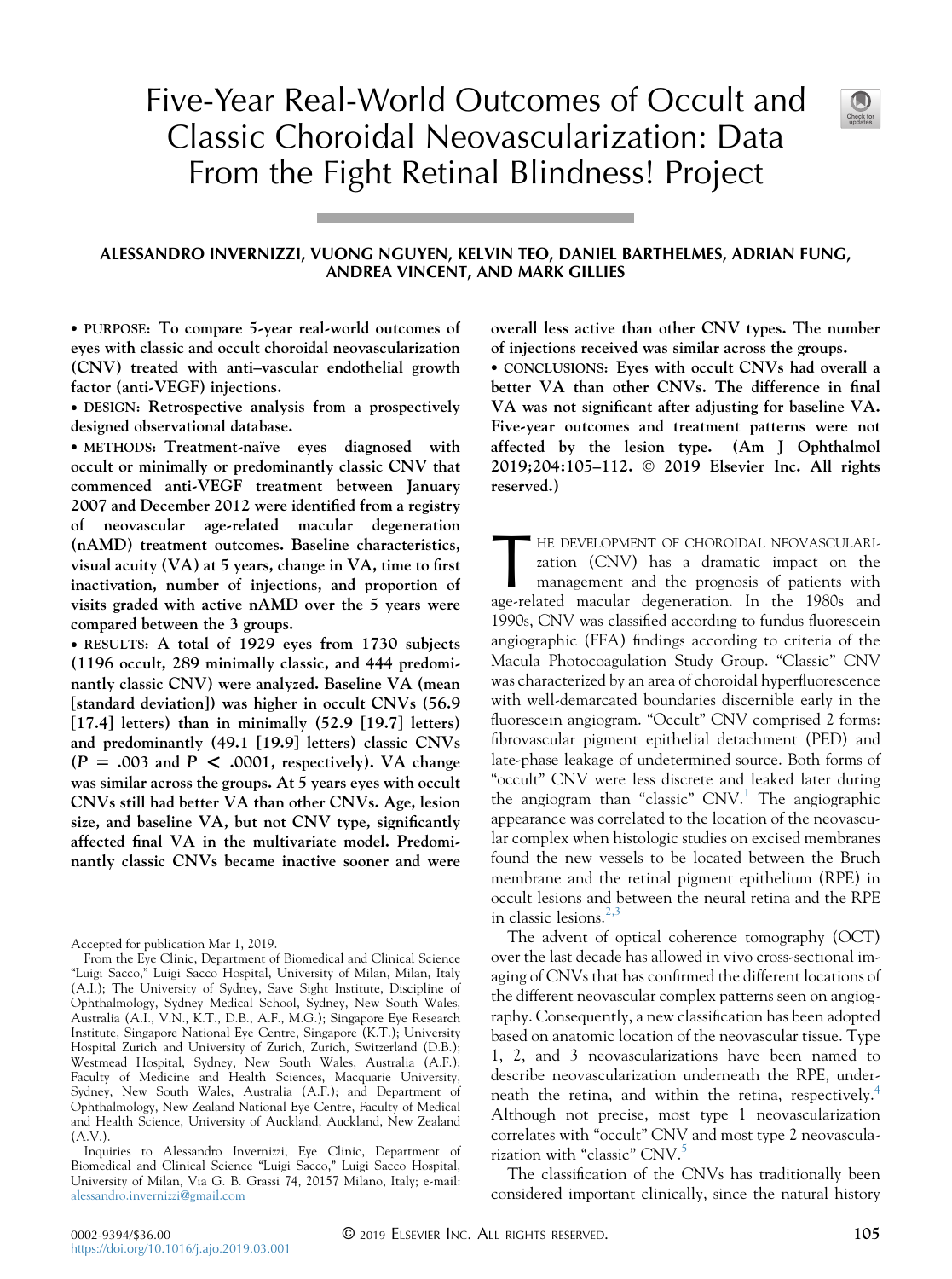# Five-Year Real-World Outcomes of Occult and Classic Choroidal Neovascularization: Data From the Fight Retinal Blindness! Project

**ALESSANDRO INVERNIZZI, VUONG NGUYEN, KELVIN TEO, DANIEL BARTHELMES, ADRIAN FUNG, ANDREA VINCENT, AND MARK GILLIES**

• PURPOSE: **To compare 5-year real-world outcomes of eyes with classic and occult choroidal neovascularization (CNV) treated with anti–vascular endothelial growth factor (anti-VEGF) injections.**

• DESIGN: **Retrospective analysis from a prospectively designed observational database.**

• METHODS: **Treatment-naïve eyes diagnosed with occult or minimally or predominantly classic CNV that commenced anti-VEGF treatment between January 2007 and December 2012 were identified from a registry of neovascular age-related macular degeneration (nAMD) treatment outcomes. Baseline characteristics, visual acuity (VA) at 5 years, change in VA, time to first inactivation, number of injections, and proportion of visits graded with active nAMD over the 5 years were compared between the 3 groups.**

• RESULTS: **A total of 1929 eyes from 1730 subjects (1196 occult, 289 minimally classic, and 444 predominantly classic CNV) were analyzed. Baseline VA (mean [standard deviation]) was higher in occult CNVs (56.9 [17.4] letters) than in minimally (52.9 [19.7] letters) and predominantly (49.1 [19.9] letters) classic CNVs ($P = .003$ and $P < .0001$, respectively). VA change was similar across the groups. At 5 years eyes with occult CNVs still had better VA than other CNVs. Age, lesion size, and baseline VA, but not CNV type, significantly affected final VA in the multivariate model. Predominantly classic CNVs became inactive sooner and were overall less active than other CNV types. The number of injections received was similar across the groups.**

• CONCLUSIONS: **Eyes with occult CNVs had overall a better VA than other CNVs. The difference in final VA was not significant after adjusting for baseline VA. Five-year outcomes and treatment patterns were not affected by the lesion type. (Am J Ophthalmol 2019;204:105–112. © 2019 Elsevier Inc. All rights reserved.)**

THE DEVELOPMENT OF CHOROIDAL NEOVASCULARIZATION (CNV) has a dramatic impact on the management and the prognosis of patients with age-related macular degeneration. In the 1980s and 1990s, CNV was classified according to fundus fluorescein angiographic (FFA) findings according to criteria of the Macula Photocoagulation Study Group. "Classic" CNV was characterized by an area of choroidal hyperfluorescence with well-demarcated boundaries discernible early in the fluorescein angiogram. "Occult" CNV comprised 2 forms: fibrovascular pigment epithelial detachment (PED) and late-phase leakage of undetermined source. Both forms of "occult" CNV were less discrete and leaked later during the angiogram than "classic" CNV.[1] The angiographic appearance was correlated to the location of the neovascular complex when histologic studies on excised membranes found the new vessels to be located between the Bruch membrane and the retinal pigment epithelium (RPE) in occult lesions and between the neural retina and the RPE in classic lesions.[2,3]

The advent of optical coherence tomography (OCT) over the last decade has allowed in vivo cross-sectional imaging of CNVs that has confirmed the different locations of the different neovascular complex patterns seen on angiography. Consequently, a new classification has been adopted based on anatomic location of the neovascular tissue. Type 1, 2, and 3 neovascularizations have been named to describe neovascularization underneath the RPE, underneath the retina, and within the retina, respectively.[4] Although not precise, most type 1 neovascularization correlates with "occult" CNV and most type 2 neovascularization with "classic" CNV.[5]

The classification of the CNVs has traditionally been considered important clinically, since the natural history

Accepted for publication Mar 1, 2019.

From the Eye Clinic, Department of Biomedical and Clinical Science "Luigi Sacco," Luigi Sacco Hospital, University of Milan, Milan, Italy (A.I.); The University of Sydney, Save Sight Institute, Discipline of Ophthalmology, Sydney Medical School, Sydney, New South Wales, Australia (A.I., V.N., K.T., D.B., A.F., M.G.); Singapore Eye Research Institute, Singapore National Eye Centre, Singapore (K.T.); University Hospital Zurich and University of Zurich, Zurich, Switzerland (D.B.); Westmead Hospital, Sydney, New South Wales, Australia (A.F.); Faculty of Medicine and Health Sciences, Macquarie University, Sydney, New South Wales, Australia (A.F.); and Department of Ophthalmology, New Zealand National Eye Centre, Faculty of Medical and Health Science, University of Auckland, Auckland, New Zealand (A.V.).

Inquiries to Alessandro Invernizzi, Eye Clinic, Department of Biomedical and Clinical Science "Luigi Sacco," Luigi Sacco Hospital, University of Milan, Via G. B. Grassi 74, 20157 Milano, Italy; e-mail: alessandro.invernizzi@gmail.com

0002-9394/$36.00
https://doi.org/10.1016/j.ajo.2019.03.001

© 2019 Elsevier Inc. All rights reserved.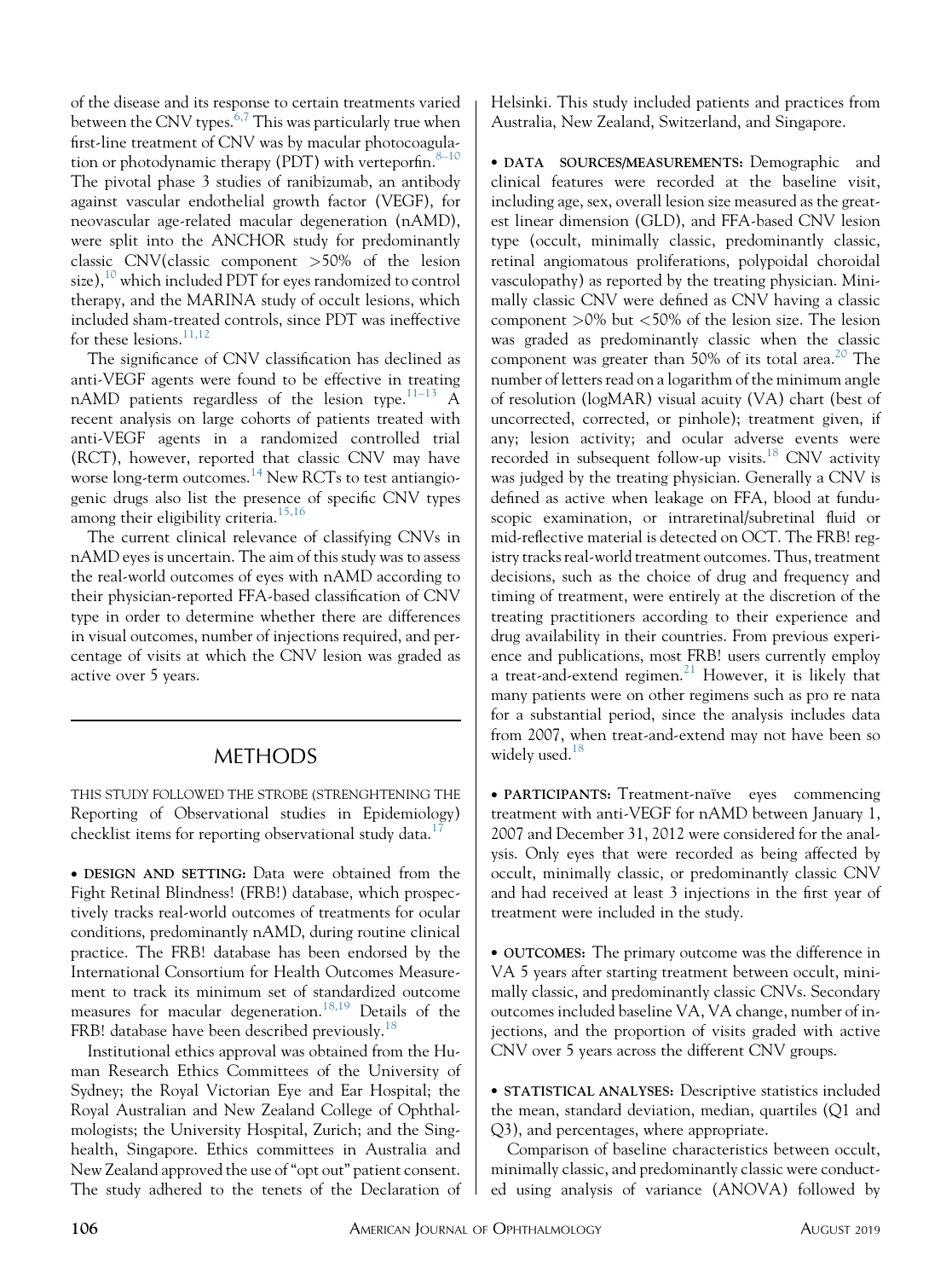of the disease and its response to certain treatments varied between the CNV types.[6,7] This was particularly true when first-line treatment of CNV was by macular photocoagulation or photodynamic therapy (PDT) with verteporfin.[8–10] The pivotal phase 3 studies of ranibizumab, an antibody against vascular endothelial growth factor (VEGF), for neovascular age-related macular degeneration (nAMD), were split into the ANCHOR study for predominantly classic CNV(classic component >50% of the lesion size),[10] which included PDT for eyes randomized to control therapy, and the MARINA study of occult lesions, which included sham-treated controls, since PDT was ineffective for these lesions.[11,12]

The significance of CNV classification has declined as anti-VEGF agents were found to be effective in treating nAMD patients regardless of the lesion type.[11–13] A recent analysis on large cohorts of patients treated with anti-VEGF agents in a randomized controlled trial (RCT), however, reported that classic CNV may have worse long-term outcomes.[14] New RCTs to test antiangiogenic drugs also list the presence of specific CNV types among their eligibility criteria.[15,16]

The current clinical relevance of classifying CNVs in nAMD eyes is uncertain. The aim of this study was to assess the real-world outcomes of eyes with nAMD according to their physician-reported FFA-based classification of CNV type in order to determine whether there are differences in visual outcomes, number of injections required, and percentage of visits at which the CNV lesion was graded as active over 5 years.

## METHODS

THIS STUDY FOLLOWED THE STROBE (STRENGHTENING THE Reporting of Observational studies in Epidemiology) checklist items for reporting observational study data.[17]

- **DESIGN AND SETTING:** Data were obtained from the Fight Retinal Blindness! (FRB!) database, which prospectively tracks real-world outcomes of treatments for ocular conditions, predominantly nAMD, during routine clinical practice. The FRB! database has been endorsed by the International Consortium for Health Outcomes Measurement to track its minimum set of standardized outcome measures for macular degeneration.[18,19] Details of the FRB! database have been described previously.[18]

Institutional ethics approval was obtained from the Human Research Ethics Committees of the University of Sydney; the Royal Victorian Eye and Ear Hospital; the Royal Australian and New Zealand College of Ophthalmologists; the University Hospital, Zurich; and the Singhealth, Singapore. Ethics committees in Australia and New Zealand approved the use of "opt out" patient consent. The study adhered to the tenets of the Declaration of Helsinki. This study included patients and practices from Australia, New Zealand, Switzerland, and Singapore.

- **DATA SOURCES/MEASUREMENTS:** Demographic and clinical features were recorded at the baseline visit, including age, sex, overall lesion size measured as the greatest linear dimension (GLD), and FFA-based CNV lesion type (occult, minimally classic, predominantly classic, retinal angiomatous proliferations, polypoidal choroidal vasculopathy) as reported by the treating physician. Minimally classic CNV were defined as CNV having a classic component >0% but <50% of the lesion size. The lesion was graded as predominantly classic when the classic component was greater than 50% of its total area.[20] The number of letters read on a logarithm of the minimum angle of resolution (logMAR) visual acuity (VA) chart (best of uncorrected, corrected, or pinhole); treatment given, if any; lesion activity; and ocular adverse events were recorded in subsequent follow-up visits.[18] CNV activity was judged by the treating physician. Generally a CNV is defined as active when leakage on FFA, blood at funduscopic examination, or intraretinal/subretinal fluid or mid-reflective material is detected on OCT. The FRB! registry tracks real-world treatment outcomes. Thus, treatment decisions, such as the choice of drug and frequency and timing of treatment, were entirely at the discretion of the treating practitioners according to their experience and drug availability in their countries. From previous experience and publications, most FRB! users currently employ a treat-and-extend regimen.[21] However, it is likely that many patients were on other regimens such as pro re nata for a substantial period, since the analysis includes data from 2007, when treat-and-extend may not have been so widely used.[18]

- **PARTICIPANTS:** Treatment-naïve eyes commencing treatment with anti-VEGF for nAMD between January 1, 2007 and December 31, 2012 were considered for the analysis. Only eyes that were recorded as being affected by occult, minimally classic, or predominantly classic CNV and had received at least 3 injections in the first year of treatment were included in the study.

- **OUTCOMES:** The primary outcome was the difference in VA 5 years after starting treatment between occult, minimally classic, and predominantly classic CNVs. Secondary outcomes included baseline VA, VA change, number of injections, and the proportion of visits graded with active CNV over 5 years across the different CNV groups.

- **STATISTICAL ANALYSES:** Descriptive statistics included the mean, standard deviation, median, quartiles (Q1 and Q3), and percentages, where appropriate.

Comparison of baseline characteristics between occult, minimally classic, and predominantly classic were conducted using analysis of variance (ANOVA) followed by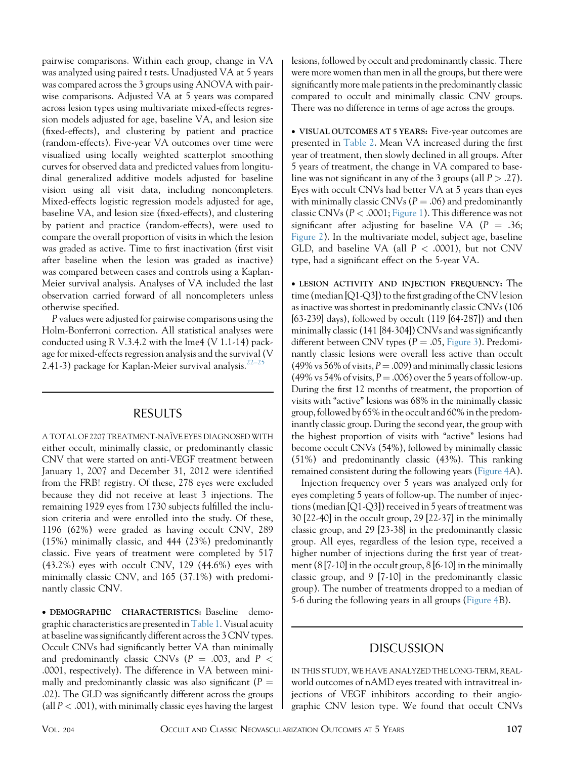pairwise comparisons. Within each group, change in VA was analyzed using paired *t* tests. Unadjusted VA at 5 years was compared across the 3 groups using ANOVA with pairwise comparisons. Adjusted VA at 5 years was compared across lesion types using multivariate mixed-effects regression models adjusted for age, baseline VA, and lesion size (fixed-effects), and clustering by patient and practice (random-effects). Five-year VA outcomes over time were visualized using locally weighted scatterplot smoothing curves for observed data and predicted values from longitudinal generalized additive models adjusted for baseline vision using all visit data, including noncompleters. Mixed-effects logistic regression models adjusted for age, baseline VA, and lesion size (fixed-effects), and clustering by patient and practice (random-effects), were used to compare the overall proportion of visits in which the lesion was graded as active. Time to first inactivation (first visit after baseline when the lesion was graded as inactive) was compared between cases and controls using a Kaplan-Meier survival analysis. Analyses of VA included the last observation carried forward of all noncompleters unless otherwise specified.

*P* values were adjusted for pairwise comparisons using the Holm-Bonferroni correction. All statistical analyses were conducted using R V.3.4.2 with the lme4 (V 1.1-14) package for mixed-effects regression analysis and the survival (V 2.41-3) package for Kaplan-Meier survival analysis.[22–25]

## RESULTS

A TOTAL OF 2207 TREATMENT-NAÏVE EYES DIAGNOSED WITH either occult, minimally classic, or predominantly classic CNV that were started on anti-VEGF treatment between January 1, 2007 and December 31, 2012 were identified from the FRB! registry. Of these, 278 eyes were excluded because they did not receive at least 3 injections. The remaining 1929 eyes from 1730 subjects fulfilled the inclusion criteria and were enrolled into the study. Of these, 1196 (62%) were graded as having occult CNV, 289 (15%) minimally classic, and 444 (23%) predominantly classic. Five years of treatment were completed by 517 (43.2%) eyes with occult CNV, 129 (44.6%) eyes with minimally classic CNV, and 165 (37.1%) with predominantly classic CNV.

• **DEMOGRAPHIC CHARACTERISTICS:** Baseline demographic characteristics are presented in Table 1. Visual acuity at baseline was significantly different across the 3 CNV types. Occult CNVs had significantly better VA than minimally and predominantly classic CNVs ($P = .003$, and $P < .0001$, respectively). The difference in VA between minimally and predominantly classic was also significant ($P = .02$). The GLD was significantly different across the groups (all $P < .001$), with minimally classic eyes having the largest lesions, followed by occult and predominantly classic. There were more women than men in all the groups, but there were significantly more male patients in the predominantly classic compared to occult and minimally classic CNV groups. There was no difference in terms of age across the groups.

• **VISUAL OUTCOMES AT 5 YEARS:** Five-year outcomes are presented in Table 2. Mean VA increased during the first year of treatment, then slowly declined in all groups. After 5 years of treatment, the change in VA compared to baseline was not significant in any of the 3 groups (all $P > .27$). Eyes with occult CNVs had better VA at 5 years than eyes with minimally classic CNVs ($P = .06$) and predominantly classic CNVs ($P < .0001$; Figure 1). This difference was not significant after adjusting for baseline VA ($P = .36$; Figure 2). In the multivariate model, subject age, baseline GLD, and baseline VA (all $P < .0001$), but not CNV type, had a significant effect on the 5-year VA.

• **LESION ACTIVITY AND INJECTION FREQUENCY:** The time (median [Q1-Q3]) to the first grading of the CNV lesion as inactive was shortest in predominantly classic CNVs (106 [63-239] days), followed by occult (119 [64-287]) and then minimally classic (141 [84-304]) CNVs and was significantly different between CNV types ($P = .05$, Figure 3). Predominantly classic lesions were overall less active than occult (49% vs 56% of visits, $P = .009$) and minimally classic lesions (49% vs 54% of visits, $P = .006$) over the 5 years of follow-up. During the first 12 months of treatment, the proportion of visits with "active" lesions was 68% in the minimally classic group, followed by 65% in the occult and 60% in the predominantly classic group. During the second year, the group with the highest proportion of visits with "active" lesions had become occult CNVs (54%), followed by minimally classic (51%) and predominantly classic (43%). This ranking remained consistent during the following years (Figure 4A).

Injection frequency over 5 years was analyzed only for eyes completing 5 years of follow-up. The number of injections (median [Q1-Q3]) received in 5 years of treatment was 30 [22-40] in the occult group, 29 [22-37] in the minimally classic group, and 29 [23-38] in the predominantly classic group. All eyes, regardless of the lesion type, received a higher number of injections during the first year of treatment (8 [7-10] in the occult group, 8 [6-10] in the minimally classic group, and 9 [7-10] in the predominantly classic group). The number of treatments dropped to a median of 5-6 during the following years in all groups (Figure 4B).

## DISCUSSION

IN THIS STUDY, WE HAVE ANALYZED THE LONG-TERM, REAL-world outcomes of nAMD eyes treated with intravitreal injections of VEGF inhibitors according to their angiographic CNV lesion type. We found that occult CNVs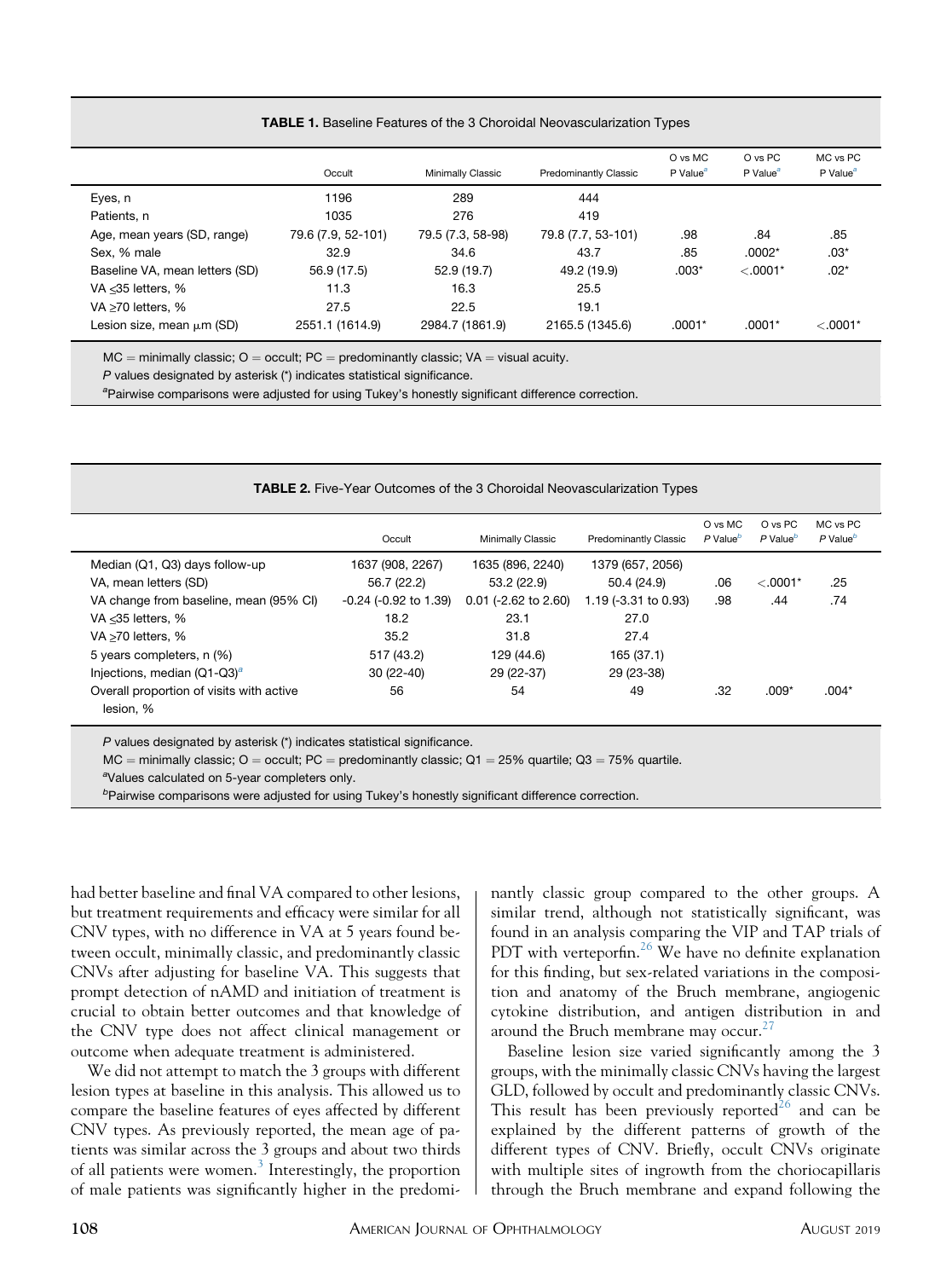**TABLE 1.** Baseline Features of the 3 Choroidal Neovascularization Types

| | Occult | Minimally Classic | Predominantly Classic | O vs MC P Value[a] | O vs PC P Value[a] | MC vs PC P Value[a] |
|---|---|---|---|---|---|---|
| Eyes, n | 1196 | 289 | 444 | | | |
| Patients, n | 1035 | 276 | 419 | | | |
| Age, mean years (SD, range) | 79.6 (7.9, 52-101) | 79.5 (7.3, 58-98) | 79.8 (7.7, 53-101) | .98 | .84 | .85 |
| Sex, % male | 32.9 | 34.6 | 43.7 | .85 | .0002* | .03* |
| Baseline VA, mean letters (SD) | 56.9 (17.5) | 52.9 (19.7) | 49.2 (19.9) | .003* | <.0001* | .02* |
| VA ≤35 letters, % | 11.3 | 16.3 | 25.5 | | | |
| VA ≥70 letters, % | 27.5 | 22.5 | 19.1 | | | |
| Lesion size, mean μm (SD) | 2551.1 (1614.9) | 2984.7 (1861.9) | 2165.5 (1345.6) | .0001* | .0001* | <.0001* |

MC = minimally classic; O = occult; PC = predominantly classic; VA = visual acuity.
*P* values designated by asterisk (*) indicates statistical significance.
[a]Pairwise comparisons were adjusted for using Tukey's honestly significant difference correction.

**TABLE 2.** Five-Year Outcomes of the 3 Choroidal Neovascularization Types

| | Occult | Minimally Classic | Predominantly Classic | O vs MC *P* Value[b] | O vs PC *P* Value[b] | MC vs PC *P* Value[b] |
|---|---|---|---|---|---|---|
| Median (Q1, Q3) days follow-up | 1637 (908, 2267) | 1635 (896, 2240) | 1379 (657, 2056) | | | |
| VA, mean letters (SD) | 56.7 (22.2) | 53.2 (22.9) | 50.4 (24.9) | .06 | <.0001* | .25 |
| VA change from baseline, mean (95% CI) | -0.24 (-0.92 to 1.39) | 0.01 (-2.62 to 2.60) | 1.19 (-3.31 to 0.93) | .98 | .44 | .74 |
| VA ≤35 letters, % | 18.2 | 23.1 | 27.0 | | | |
| VA ≥70 letters, % | 35.2 | 31.8 | 27.4 | | | |
| 5 years completers, n (%) | 517 (43.2) | 129 (44.6) | 165 (37.1) | | | |
| Injections, median (Q1-Q3)[a] | 30 (22-40) | 29 (22-37) | 29 (23-38) | | | |
| Overall proportion of visits with active lesion, % | 56 | 54 | 49 | .32 | .009* | .004* |

*P* values designated by asterisk (*) indicates statistical significance.
MC = minimally classic; O = occult; PC = predominantly classic; Q1 = 25% quartile; Q3 = 75% quartile.
[a]Values calculated on 5-year completers only.
[b]Pairwise comparisons were adjusted for using Tukey's honestly significant difference correction.

had better baseline and final VA compared to other lesions, but treatment requirements and efficacy were similar for all CNV types, with no difference in VA at 5 years found between occult, minimally classic, and predominantly classic CNVs after adjusting for baseline VA. This suggests that prompt detection of nAMD and initiation of treatment is crucial to obtain better outcomes and that knowledge of the CNV type does not affect clinical management or outcome when adequate treatment is administered.

We did not attempt to match the 3 groups with different lesion types at baseline in this analysis. This allowed us to compare the baseline features of eyes affected by different CNV types. As previously reported, the mean age of patients was similar across the 3 groups and about two thirds of all patients were women.[3] Interestingly, the proportion of male patients was significantly higher in the predominantly classic group compared to the other groups. A similar trend, although not statistically significant, was found in an analysis comparing the VIP and TAP trials of PDT with verteporfin.[26] We have no definite explanation for this finding, but sex-related variations in the composition and anatomy of the Bruch membrane, angiogenic cytokine distribution, and antigen distribution in and around the Bruch membrane may occur.[27]

Baseline lesion size varied significantly among the 3 groups, with the minimally classic CNVs having the largest GLD, followed by occult and predominantly classic CNVs. This result has been previously reported[26] and can be explained by the different patterns of growth of the different types of CNV. Briefly, occult CNVs originate with multiple sites of ingrowth from the choriocapillaris through the Bruch membrane and expand following the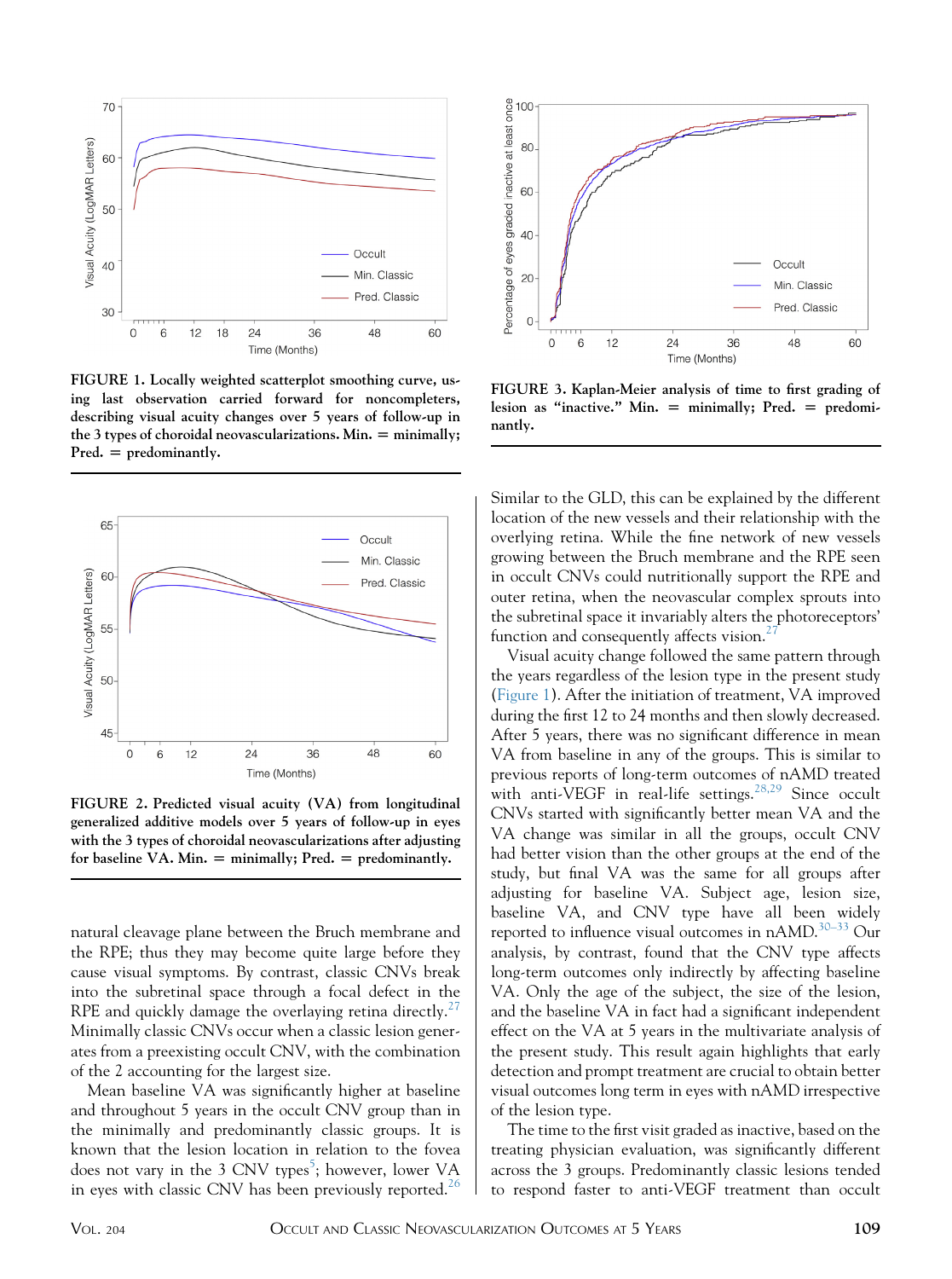FIGURE 1. Locally weighted scatterplot smoothing curve, using last observation carried forward for noncompleters, describing visual acuity changes over 5 years of follow-up in the 3 types of choroidal neovascularizations. Min. = minimally; Pred. = predominantly.

FIGURE 2. Predicted visual acuity (VA) from longitudinal generalized additive models over 5 years of follow-up in eyes with the 3 types of choroidal neovascularizations after adjusting for baseline VA. Min. = minimally; Pred. = predominantly.

natural cleavage plane between the Bruch membrane and the RPE; thus they may become quite large before they cause visual symptoms. By contrast, classic CNVs break into the subretinal space through a focal defect in the RPE and quickly damage the overlaying retina directly.[27] Minimally classic CNVs occur when a classic lesion generates from a preexisting occult CNV, with the combination of the 2 accounting for the largest size.

Mean baseline VA was significantly higher at baseline and throughout 5 years in the occult CNV group than in the minimally and predominantly classic groups. It is known that the lesion location in relation to the fovea does not vary in the 3 CNV types[5]; however, lower VA in eyes with classic CNV has been previously reported.[26]

FIGURE 3. Kaplan-Meier analysis of time to first grading of lesion as "inactive." Min. = minimally; Pred. = predominantly.

Similar to the GLD, this can be explained by the different location of the new vessels and their relationship with the overlying retina. While the fine network of new vessels growing between the Bruch membrane and the RPE seen in occult CNVs could nutritionally support the RPE and outer retina, when the neovascular complex sprouts into the subretinal space it invariably alters the photoreceptors' function and consequently affects vision.[27]

Visual acuity change followed the same pattern through the years regardless of the lesion type in the present study (Figure 1). After the initiation of treatment, VA improved during the first 12 to 24 months and then slowly decreased. After 5 years, there was no significant difference in mean VA from baseline in any of the groups. This is similar to previous reports of long-term outcomes of nAMD treated with anti-VEGF in real-life settings.[28,29] Since occult CNVs started with significantly better mean VA and the VA change was similar in all the groups, occult CNV had better vision than the other groups at the end of the study, but final VA was the same for all groups after adjusting for baseline VA. Subject age, lesion size, baseline VA, and CNV type have all been widely reported to influence visual outcomes in nAMD.[30–33] Our analysis, by contrast, found that the CNV type affects long-term outcomes only indirectly by affecting baseline VA. Only the age of the subject, the size of the lesion, and the baseline VA in fact had a significant independent effect on the VA at 5 years in the multivariate analysis of the present study. This result again highlights that early detection and prompt treatment are crucial to obtain better visual outcomes long term in eyes with nAMD irrespective of the lesion type.

The time to the first visit graded as inactive, based on the treating physician evaluation, was significantly different across the 3 groups. Predominantly classic lesions tended to respond faster to anti-VEGF treatment than occult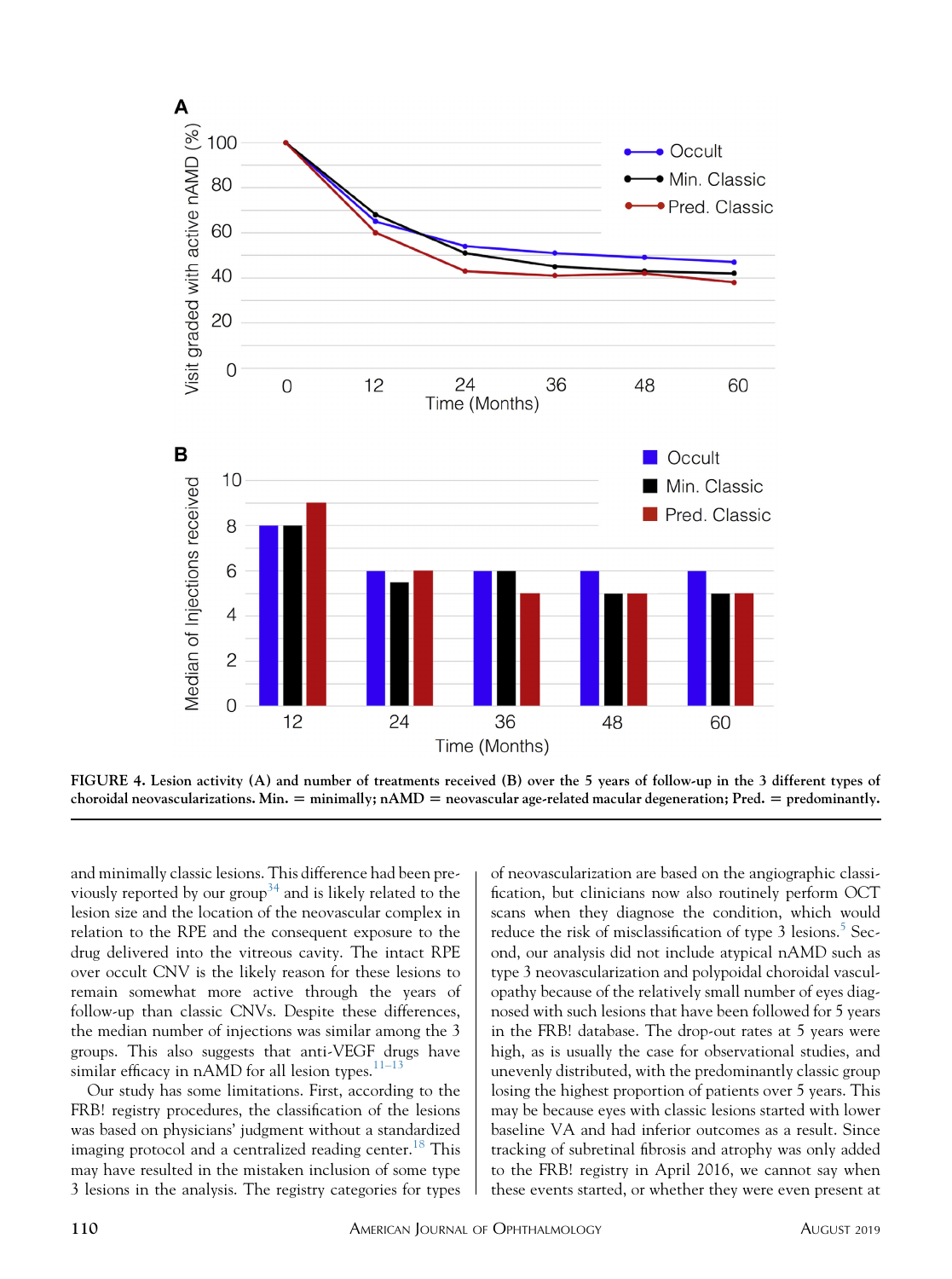FIGURE 4. Lesion activity (A) and number of treatments received (B) over the 5 years of follow-up in the 3 different types of choroidal neovascularizations. Min. = minimally; nAMD = neovascular age-related macular degeneration; Pred. = predominantly.

and minimally classic lesions. This difference had been previously reported by our group[34] and is likely related to the lesion size and the location of the neovascular complex in relation to the RPE and the consequent exposure to the drug delivered into the vitreous cavity. The intact RPE over occult CNV is the likely reason for these lesions to remain somewhat more active through the years of follow-up than classic CNVs. Despite these differences, the median number of injections was similar among the 3 groups. This also suggests that anti-VEGF drugs have similar efficacy in nAMD for all lesion types.[11–13]

Our study has some limitations. First, according to the FRB! registry procedures, the classification of the lesions was based on physicians' judgment without a standardized imaging protocol and a centralized reading center.[18] This may have resulted in the mistaken inclusion of some type 3 lesions in the analysis. The registry categories for types of neovascularization are based on the angiographic classification, but clinicians now also routinely perform OCT scans when they diagnose the condition, which would reduce the risk of misclassification of type 3 lesions.[5] Second, our analysis did not include atypical nAMD such as type 3 neovascularization and polypoidal choroidal vasculopathy because of the relatively small number of eyes diagnosed with such lesions that have been followed for 5 years in the FRB! database. The drop-out rates at 5 years were high, as is usually the case for observational studies, and unevenly distributed, with the predominantly classic group losing the highest proportion of patients over 5 years. This may be because eyes with classic lesions started with lower baseline VA and had inferior outcomes as a result. Since tracking of subretinal fibrosis and atrophy was only added to the FRB! registry in April 2016, we cannot say when these events started, or whether they were even present at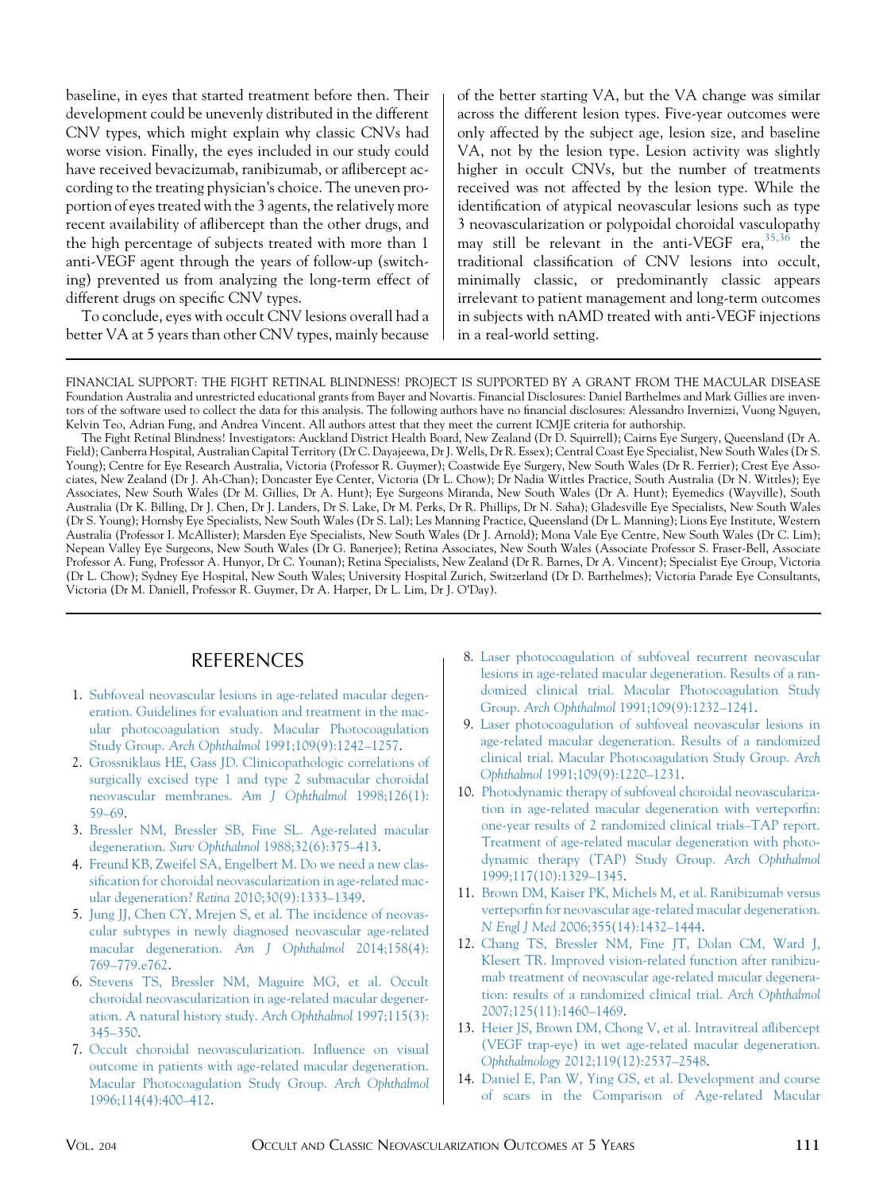baseline, in eyes that started treatment before then. Their development could be unevenly distributed in the different CNV types, which might explain why classic CNVs had worse vision. Finally, the eyes included in our study could have received bevacizumab, ranibizumab, or aflibercept according to the treating physician's choice. The uneven proportion of eyes treated with the 3 agents, the relatively more recent availability of aflibercept than the other drugs, and the high percentage of subjects treated with more than 1 anti-VEGF agent through the years of follow-up (switching) prevented us from analyzing the long-term effect of different drugs on specific CNV types.

To conclude, eyes with occult CNV lesions overall had a better VA at 5 years than other CNV types, mainly because of the better starting VA, but the VA change was similar across the different lesion types. Five-year outcomes were only affected by the subject age, lesion size, and baseline VA, not by the lesion type. Lesion activity was slightly higher in occult CNVs, but the number of treatments received was not affected by the lesion type. While the identification of atypical neovascular lesions such as type 3 neovascularization or polypoidal choroidal vasculopathy may still be relevant in the anti-VEGF era,[35,36] the traditional classification of CNV lesions into occult, minimally classic, or predominantly classic appears irrelevant to patient management and long-term outcomes in subjects with nAMD treated with anti-VEGF injections in a real-world setting.

FINANCIAL SUPPORT: THE FIGHT RETINAL BLINDNESS! PROJECT IS SUPPORTED BY A GRANT FROM THE MACULAR DISEASE Foundation Australia and unrestricted educational grants from Bayer and Novartis. Financial Disclosures: Daniel Barthelmes and Mark Gillies are inventors of the software used to collect the data for this analysis. The following authors have no financial disclosures: Alessandro Invernizzi, Vuong Nguyen, Kelvin Teo, Adrian Fung, and Andrea Vincent. All authors attest that they meet the current ICMJE criteria for authorship.

The Fight Retinal Blindness! Investigators: Auckland District Health Board, New Zealand (Dr D. Squirrell); Cairns Eye Surgery, Queensland (Dr A. Field); Canberra Hospital, Australian Capital Territory (Dr C. Dayajeewa, Dr J. Wells, Dr R. Essex); Central Coast Eye Specialist, New South Wales (Dr S. Young); Centre for Eye Research Australia, Victoria (Professor R. Guymer); Coastwide Eye Surgery, New South Wales (Dr R. Ferrier); Crest Eye Associates, New Zealand (Dr J. Ah-Chan); Doncaster Eye Center, Victoria (Dr L. Chow); Dr Nadia Wittles Practice, South Australia (Dr N. Wittles); Eye Associates, New South Wales (Dr M. Gillies, Dr A. Hunt); Eye Surgeons Miranda, New South Wales (Dr A. Hunt); Eyemedics (Wayville), South Australia (Dr K. Billing, Dr J. Chen, Dr J. Landers, Dr S. Lake, Dr M. Perks, Dr R. Phillips, Dr N. Saha); Gladesville Eye Specialists, New South Wales (Dr S. Young); Hornsby Eye Specialists, New South Wales (Dr S. Lal); Les Manning Practice, Queensland (Dr L. Manning); Lions Eye Institute, Western Australia (Professor I. McAllister); Marsden Eye Specialists, New South Wales (Dr J. Arnold); Mona Vale Eye Centre, New South Wales (Dr C. Lim); Nepean Valley Eye Surgeons, New South Wales (Dr G. Banerjee); Retina Associates, New South Wales (Associate Professor S. Fraser-Bell, Associate Professor A. Fung, Professor A. Hunyor, Dr C. Younan); Retina Specialists, New Zealand (Dr R. Barnes, Dr A. Vincent); Specialist Eye Group, Victoria (Dr L. Chow); Sydney Eye Hospital, New South Wales; University Hospital Zurich, Switzerland (Dr D. Barthelmes); Victoria Parade Eye Consultants, Victoria (Dr M. Daniell, Professor R. Guymer, Dr A. Harper, Dr L. Lim, Dr J. O'Day).

## REFERENCES

1. Subfoveal neovascular lesions in age-related macular degeneration. Guidelines for evaluation and treatment in the macular photocoagulation study. Macular Photocoagulation Study Group. *Arch Ophthalmol* 1991;109(9):1242–1257.
2. Grossniklaus HE, Gass JD. Clinicopathologic correlations of surgically excised type 1 and type 2 submacular choroidal neovascular membranes. *Am J Ophthalmol* 1998;126(1):59–69.
3. Bressler NM, Bressler SB, Fine SL. Age-related macular degeneration. *Surv Ophthalmol* 1988;32(6):375–413.
4. Freund KB, Zweifel SA, Engelbert M. Do we need a new classification for choroidal neovascularization in age-related macular degeneration? *Retina* 2010;30(9):1333–1349.
5. Jung JJ, Chen CY, Mrejen S, et al. The incidence of neovascular subtypes in newly diagnosed neovascular age-related macular degeneration. *Am J Ophthalmol* 2014;158(4):769–779.e762.
6. Stevens TS, Bressler NM, Maguire MG, et al. Occult choroidal neovascularization in age-related macular degeneration. A natural history study. *Arch Ophthalmol* 1997;115(3):345–350.
7. Occult choroidal neovascularization. Influence on visual outcome in patients with age-related macular degeneration. Macular Photocoagulation Study Group. *Arch Ophthalmol* 1996;114(4):400–412.
8. Laser photocoagulation of subfoveal recurrent neovascular lesions in age-related macular degeneration. Results of a randomized clinical trial. Macular Photocoagulation Study Group. *Arch Ophthalmol* 1991;109(9):1232–1241.
9. Laser photocoagulation of subfoveal neovascular lesions in age-related macular degeneration. Results of a randomized clinical trial. Macular Photocoagulation Study Group. *Arch Ophthalmol* 1991;109(9):1220–1231.
10. Photodynamic therapy of subfoveal choroidal neovascularization in age-related macular degeneration with verteporfin: one-year results of 2 randomized clinical trials–TAP report. Treatment of age-related macular degeneration with photodynamic therapy (TAP) Study Group. *Arch Ophthalmol* 1999;117(10):1329–1345.
11. Brown DM, Kaiser PK, Michels M, et al. Ranibizumab versus verteporfin for neovascular age-related macular degeneration. *N Engl J Med* 2006;355(14):1432–1444.
12. Chang TS, Bressler NM, Fine JT, Dolan CM, Ward J, Klesert TR. Improved vision-related function after ranibizumab treatment of neovascular age-related macular degeneration: results of a randomized clinical trial. *Arch Ophthalmol* 2007;125(11):1460–1469.
13. Heier JS, Brown DM, Chong V, et al. Intravitreal aflibercept (VEGF trap-eye) in wet age-related macular degeneration. *Ophthalmology* 2012;119(12):2537–2548.
14. Daniel E, Pan W, Ying GS, et al. Development and course of scars in the Comparison of Age-related Macular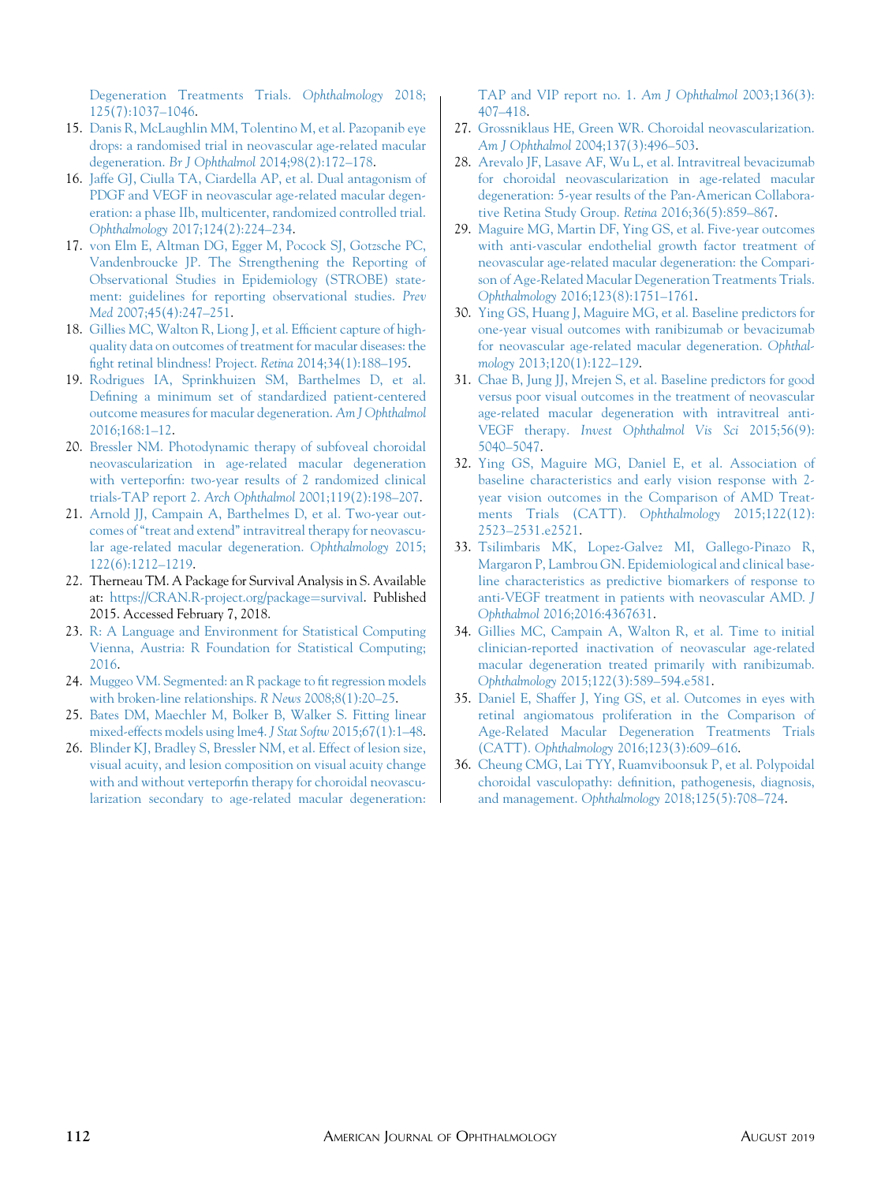Degeneration Treatments Trials. *Ophthalmology* 2018;125(7):1037–1046.

15. Danis R, McLaughlin MM, Tolentino M, et al. Pazopanib eye drops: a randomised trial in neovascular age-related macular degeneration. *Br J Ophthalmol* 2014;98(2):172–178.
16. Jaffe GJ, Ciulla TA, Ciardella AP, et al. Dual antagonism of PDGF and VEGF in neovascular age-related macular degeneration: a phase IIb, multicenter, randomized controlled trial. *Ophthalmology* 2017;124(2):224–234.
17. von Elm E, Altman DG, Egger M, Pocock SJ, Gotzsche PC, Vandenbroucke JP. The Strengthening the Reporting of Observational Studies in Epidemiology (STROBE) statement: guidelines for reporting observational studies. *Prev Med* 2007;45(4):247–251.
18. Gillies MC, Walton R, Liong J, et al. Efficient capture of high-quality data on outcomes of treatment for macular diseases: the fight retinal blindness! Project. *Retina* 2014;34(1):188–195.
19. Rodrigues IA, Sprinkhuizen SM, Barthelmes D, et al. Defining a minimum set of standardized patient-centered outcome measures for macular degeneration. *Am J Ophthalmol* 2016;168:1–12.
20. Bressler NM. Photodynamic therapy of subfoveal choroidal neovascularization in age-related macular degeneration with verteporfin: two-year results of 2 randomized clinical trials-TAP report 2. *Arch Ophthalmol* 2001;119(2):198–207.
21. Arnold JJ, Campain A, Barthelmes D, et al. Two-year outcomes of "treat and extend" intravitreal therapy for neovascular age-related macular degeneration. *Ophthalmology* 2015;122(6):1212–1219.
22. Therneau TM. A Package for Survival Analysis in S. Available at: https://CRAN.R-project.org/package=survival. Published 2015. Accessed February 7, 2018.
23. R: A Language and Environment for Statistical Computing Vienna, Austria: R Foundation for Statistical Computing; 2016.
24. Muggeo VM. Segmented: an R package to fit regression models with broken-line relationships. *R News* 2008;8(1):20–25.
25. Bates DM, Maechler M, Bolker B, Walker S. Fitting linear mixed-effects models using lme4. *J Stat Softw* 2015;67(1):1–48.
26. Blinder KJ, Bradley S, Bressler NM, et al. Effect of lesion size, visual acuity, and lesion composition on visual acuity change with and without verteporfin therapy for choroidal neovascularization secondary to age-related macular degeneration: TAP and VIP report no. 1. *Am J Ophthalmol* 2003;136(3):407–418.
27. Grossniklaus HE, Green WR. Choroidal neovascularization. *Am J Ophthalmol* 2004;137(3):496–503.
28. Arevalo JF, Lasave AF, Wu L, et al. Intravitreal bevacizumab for choroidal neovascularization in age-related macular degeneration: 5-year results of the Pan-American Collaborative Retina Study Group. *Retina* 2016;36(5):859–867.
29. Maguire MG, Martin DF, Ying GS, et al. Five-year outcomes with anti-vascular endothelial growth factor treatment of neovascular age-related macular degeneration: the Comparison of Age-Related Macular Degeneration Treatments Trials. *Ophthalmology* 2016;123(8):1751–1761.
30. Ying GS, Huang J, Maguire MG, et al. Baseline predictors for one-year visual outcomes with ranibizumab or bevacizumab for neovascular age-related macular degeneration. *Ophthalmology* 2013;120(1):122–129.
31. Chae B, Jung JJ, Mrejen S, et al. Baseline predictors for good versus poor visual outcomes in the treatment of neovascular age-related macular degeneration with intravitreal anti-VEGF therapy. *Invest Ophthalmol Vis Sci* 2015;56(9):5040–5047.
32. Ying GS, Maguire MG, Daniel E, et al. Association of baseline characteristics and early vision response with 2-year vision outcomes in the Comparison of AMD Treatments Trials (CATT). *Ophthalmology* 2015;122(12):2523–2531.e2521.
33. Tsilimbaris MK, Lopez-Galvez MI, Gallego-Pinazo R, Margaron P, Lambrou GN. Epidemiological and clinical baseline characteristics as predictive biomarkers of response to anti-VEGF treatment in patients with neovascular AMD. *J Ophthalmol* 2016;2016:4367631.
34. Gillies MC, Campain A, Walton R, et al. Time to initial clinician-reported inactivation of neovascular age-related macular degeneration treated primarily with ranibizumab. *Ophthalmology* 2015;122(3):589–594.e581.
35. Daniel E, Shaffer J, Ying GS, et al. Outcomes in eyes with retinal angiomatous proliferation in the Comparison of Age-Related Macular Degeneration Treatments Trials (CATT). *Ophthalmology* 2016;123(3):609–616.
36. Cheung CMG, Lai TYY, Ruamviboonsuk P, et al. Polypoidal choroidal vasculopathy: definition, pathogenesis, diagnosis, and management. *Ophthalmology* 2018;125(5):708–724.